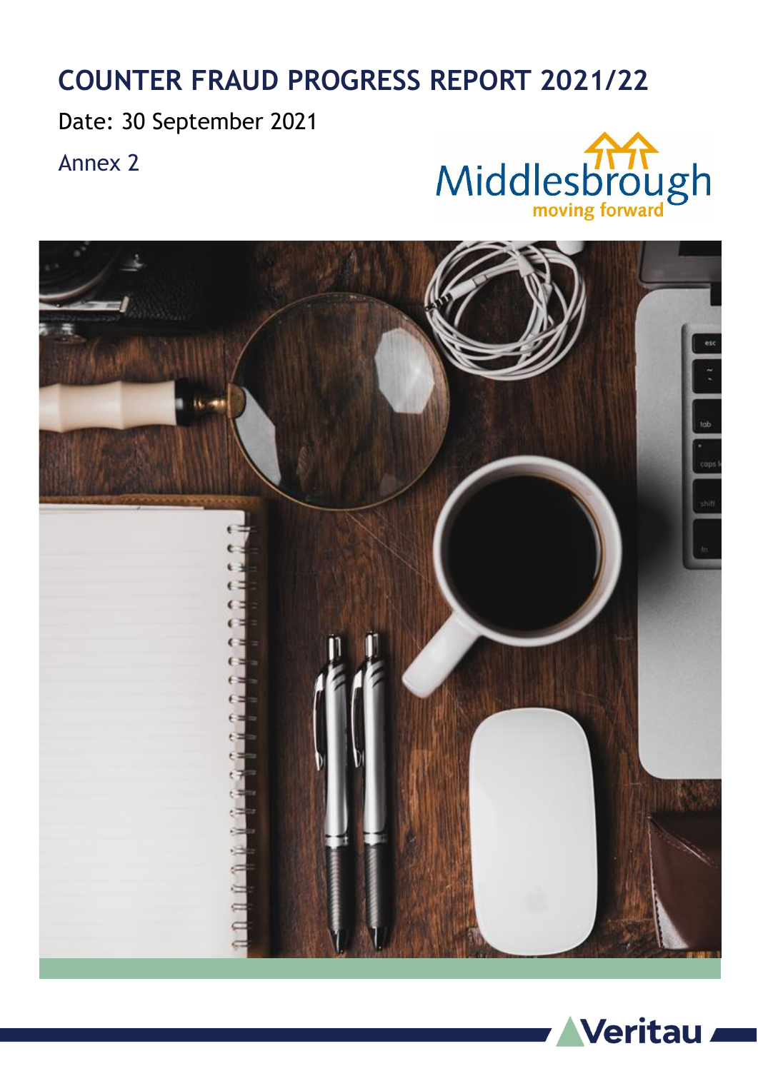# COUNTER FRAUD PROGRESS REPORT 2021/22

Date: 30 September 2021

Annex 2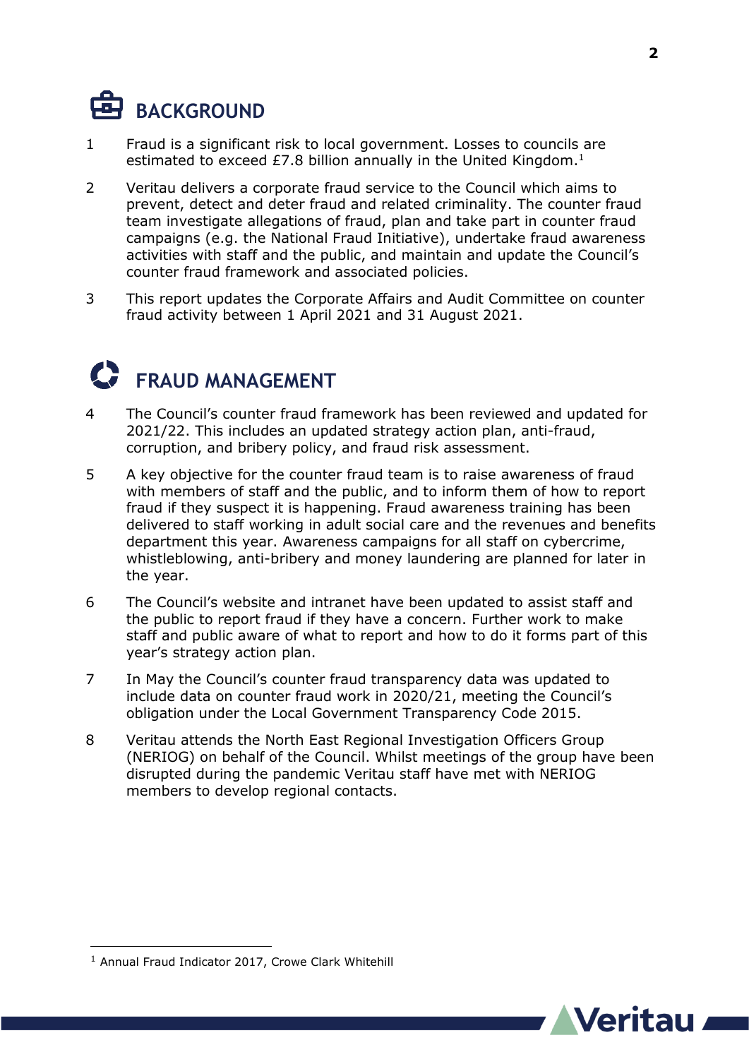## BACKGROUND

1 Fraud is a significant risk to local government. Losses to councils are estimated to exceed £7.8 billion annually in the United Kingdom.[1]

2 Veritau delivers a corporate fraud service to the Council which aims to prevent, detect and deter fraud and related criminality. The counter fraud team investigate allegations of fraud, plan and take part in counter fraud campaigns (e.g. the National Fraud Initiative), undertake fraud awareness activities with staff and the public, and maintain and update the Council's counter fraud framework and associated policies.

3 This report updates the Corporate Affairs and Audit Committee on counter fraud activity between 1 April 2021 and 31 August 2021.

## FRAUD MANAGEMENT

4 The Council's counter fraud framework has been reviewed and updated for 2021/22. This includes an updated strategy action plan, anti-fraud, corruption, and bribery policy, and fraud risk assessment.

5 A key objective for the counter fraud team is to raise awareness of fraud with members of staff and the public, and to inform them of how to report fraud if they suspect it is happening. Fraud awareness training has been delivered to staff working in adult social care and the revenues and benefits department this year. Awareness campaigns for all staff on cybercrime, whistleblowing, anti-bribery and money laundering are planned for later in the year.

6 The Council's website and intranet have been updated to assist staff and the public to report fraud if they have a concern. Further work to make staff and public aware of what to report and how to do it forms part of this year's strategy action plan.

7 In May the Council's counter fraud transparency data was updated to include data on counter fraud work in 2020/21, meeting the Council's obligation under the Local Government Transparency Code 2015.

8 Veritau attends the North East Regional Investigation Officers Group (NERIOG) on behalf of the Council. Whilst meetings of the group have been disrupted during the pandemic Veritau staff have met with NERIOG members to develop regional contacts.

---

[1] Annual Fraud Indicator 2017, Crowe Clark Whitehill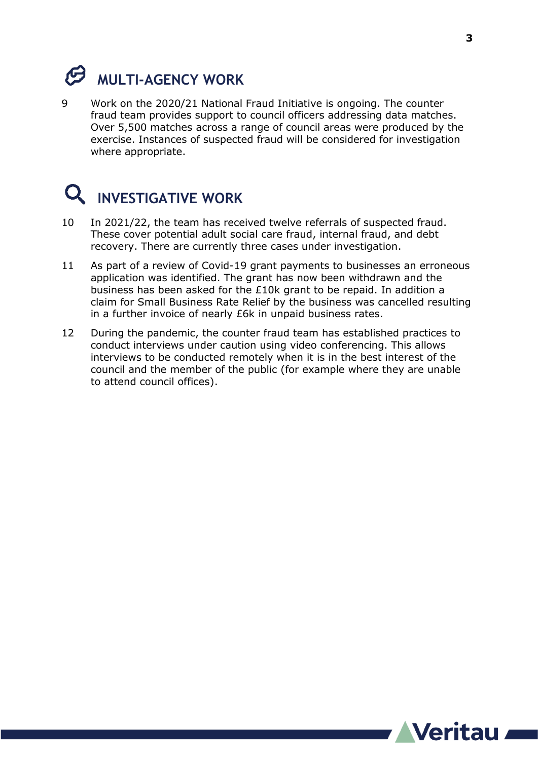## MULTI-AGENCY WORK

9 Work on the 2020/21 National Fraud Initiative is ongoing. The counter fraud team provides support to council officers addressing data matches. Over 5,500 matches across a range of council areas were produced by the exercise. Instances of suspected fraud will be considered for investigation where appropriate.

## INVESTIGATIVE WORK

10 In 2021/22, the team has received twelve referrals of suspected fraud. These cover potential adult social care fraud, internal fraud, and debt recovery. There are currently three cases under investigation.

11 As part of a review of Covid-19 grant payments to businesses an erroneous application was identified. The grant has now been withdrawn and the business has been asked for the £10k grant to be repaid. In addition a claim for Small Business Rate Relief by the business was cancelled resulting in a further invoice of nearly £6k in unpaid business rates.

12 During the pandemic, the counter fraud team has established practices to conduct interviews under caution using video conferencing. This allows interviews to be conducted remotely when it is in the best interest of the council and the member of the public (for example where they are unable to attend council offices).